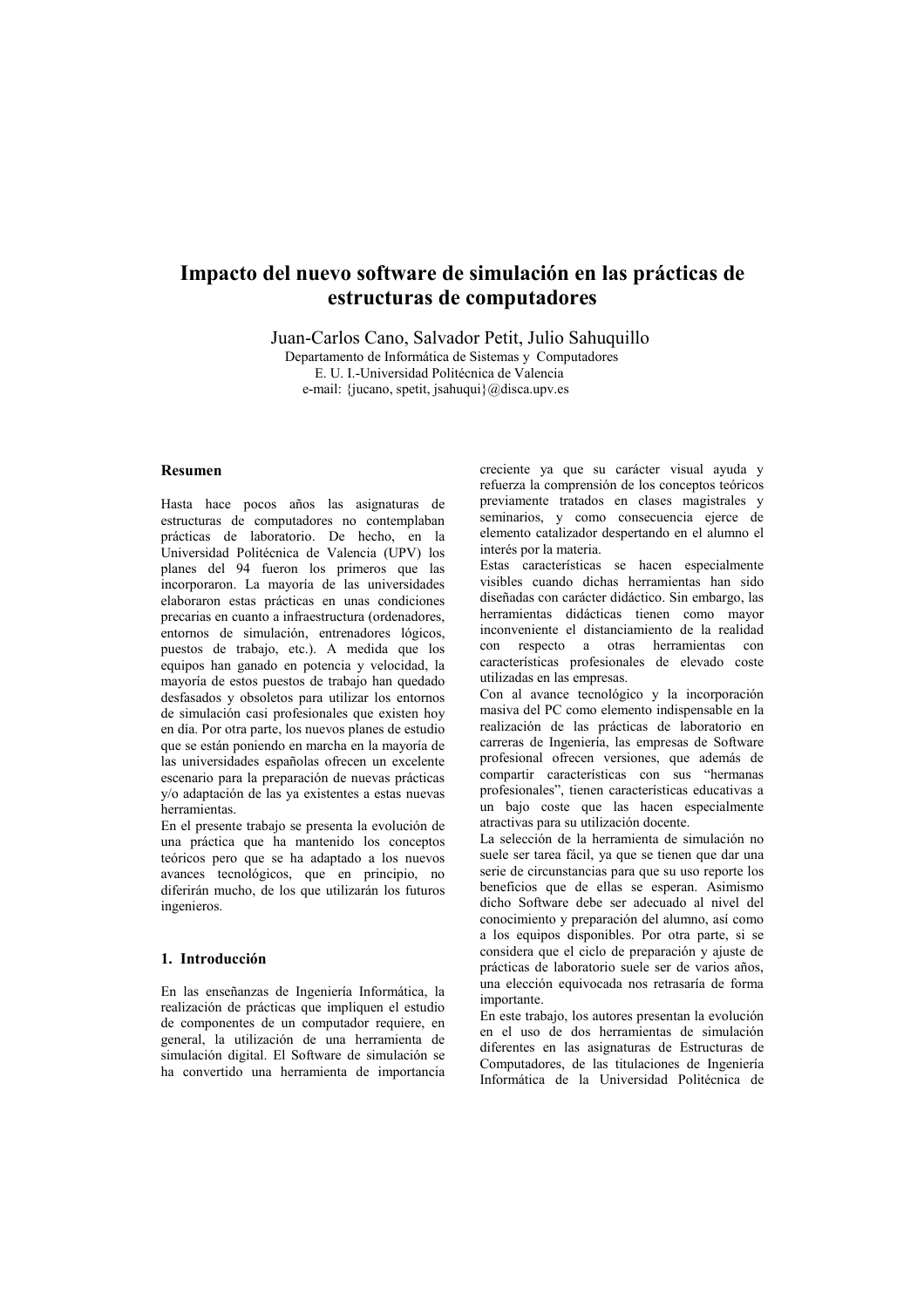# Impacto del nuevo software de simulación en las prácticas de estructuras de computadores

Juan-Carlos Cano, Salvador Petit, Julio Sahuquillo

Departamento de Informática de Sistemas y Computadores
E. U. I.-Universidad Politécnica de Valencia
e-mail: {jucano, spetit, jsahuqui}@disca.upv.es

## Resumen

Hasta hace pocos años las asignaturas de estructuras de computadores no contemplaban prácticas de laboratorio. De hecho, en la Universidad Politécnica de Valencia (UPV) los planes del 94 fueron los primeros que las incorporaron. La mayoría de las universidades elaboraron estas prácticas en unas condiciones precarias en cuanto a infraestructura (ordenadores, entornos de simulación, entrenadores lógicos, puestos de trabajo, etc.). A medida que los equipos han ganado en potencia y velocidad, la mayoría de estos puestos de trabajo han quedado desfasados y obsoletos para utilizar los entornos de simulación casi profesionales que existen hoy en día. Por otra parte, los nuevos planes de estudio que se están poniendo en marcha en la mayoría de las universidades españolas ofrecen un excelente escenario para la preparación de nuevas prácticas y/o adaptación de las ya existentes a estas nuevas herramientas.

En el presente trabajo se presenta la evolución de una práctica que ha mantenido los conceptos teóricos pero que se ha adaptado a los nuevos avances tecnológicos, que en principio, no diferirán mucho, de los que utilizarán los futuros ingenieros.

## 1. Introducción

En las enseñanzas de Ingeniería Informática, la realización de prácticas que impliquen el estudio de componentes de un computador requiere, en general, la utilización de una herramienta de simulación digital. El Software de simulación se ha convertido una herramienta de importancia creciente ya que su carácter visual ayuda y refuerza la comprensión de los conceptos teóricos previamente tratados en clases magistrales y seminarios, y como consecuencia ejerce de elemento catalizador despertando en el alumno el interés por la materia.

Estas características se hacen especialmente visibles cuando dichas herramientas han sido diseñadas con carácter didáctico. Sin embargo, las herramientas didácticas tienen como mayor inconveniente el distanciamiento de la realidad con respecto a otras herramientas con características profesionales de elevado coste utilizadas en las empresas.

Con al avance tecnológico y la incorporación masiva del PC como elemento indispensable en la realización de las prácticas de laboratorio en carreras de Ingeniería, las empresas de Software profesional ofrecen versiones, que además de compartir características con sus "hermanas profesionales", tienen características educativas a un bajo coste que las hacen especialmente atractivas para su utilización docente.

La selección de la herramienta de simulación no suele ser tarea fácil, ya que se tienen que dar una serie de circunstancias para que su uso reporte los beneficios que de ellas se esperan. Asimismo dicho Software debe ser adecuado al nivel del conocimiento y preparación del alumno, así como a los equipos disponibles. Por otra parte, si se considera que el ciclo de preparación y ajuste de prácticas de laboratorio suele ser de varios años, una elección equivocada nos retrasaría de forma importante.

En este trabajo, los autores presentan la evolución en el uso de dos herramientas de simulación diferentes en las asignaturas de Estructuras de Computadores, de las titulaciones de Ingeniería Informática de la Universidad Politécnica de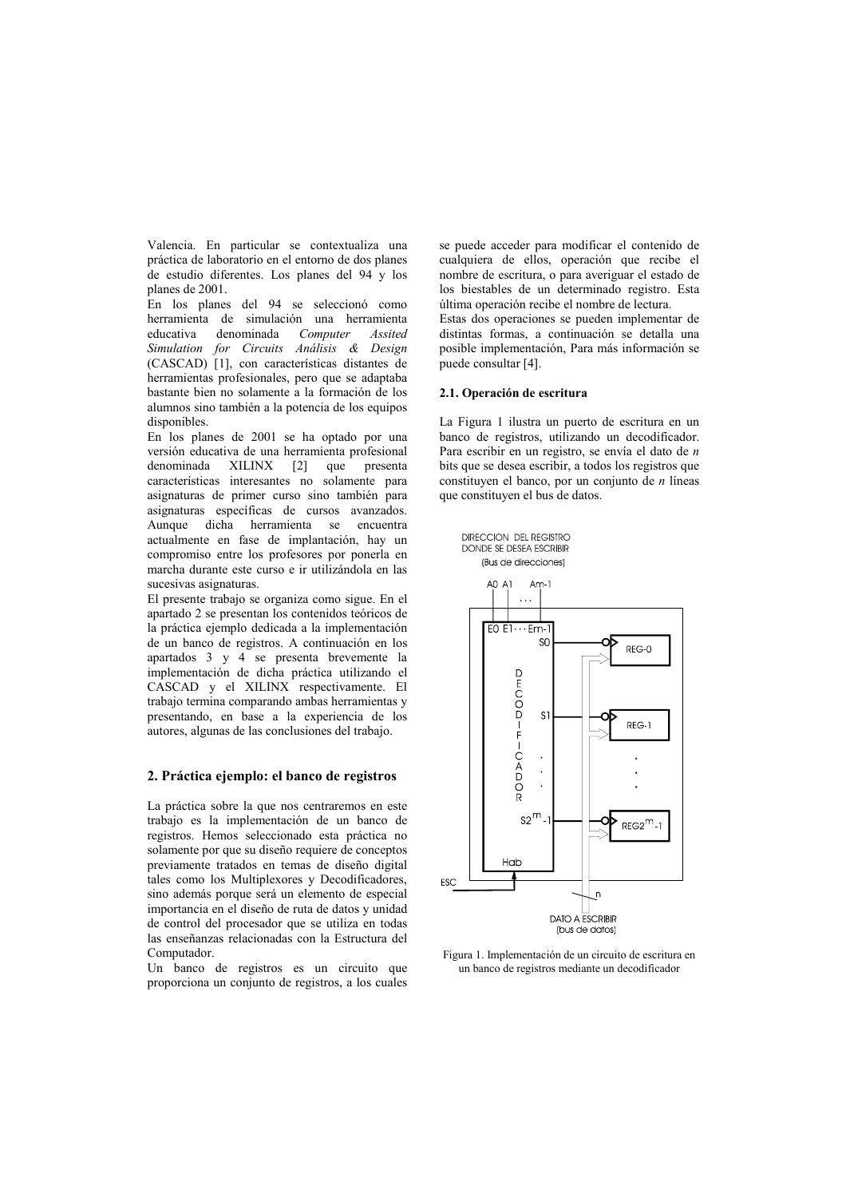Valencia. En particular se contextualiza una práctica de laboratorio en el entorno de dos planes de estudio diferentes. Los planes del 94 y los planes de 2001.

En los planes del 94 se seleccionó como herramienta de simulación una herramienta educativa denominada *Computer Assited Simulation for Circuits Análisis & Design* (CASCAD) [1], con características distantes de herramientas profesionales, pero que se adaptaba bastante bien no solamente a la formación de los alumnos sino también a la potencia de los equipos disponibles.

En los planes de 2001 se ha optado por una versión educativa de una herramienta profesional denominada XILINX [2] que presenta características interesantes no solamente para asignaturas de primer curso sino también para asignaturas específicas de cursos avanzados. Aunque dicha herramienta se encuentra actualmente en fase de implantación, hay un compromiso entre los profesores por ponerla en marcha durante este curso e ir utilizándola en las sucesivas asignaturas.

El presente trabajo se organiza como sigue. En el apartado 2 se presentan los contenidos teóricos de la práctica ejemplo dedicada a la implementación de un banco de registros. A continuación en los apartados 3 y 4 se presenta brevemente la implementación de dicha práctica utilizando el CASCAD y el XILINX respectivamente. El trabajo termina comparando ambas herramientas y presentando, en base a la experiencia de los autores, algunas de las conclusiones del trabajo.

## 2. Práctica ejemplo: el banco de registros

La práctica sobre la que nos centraremos en este trabajo es la implementación de un banco de registros. Hemos seleccionado esta práctica no solamente por que su diseño requiere de conceptos previamente tratados en temas de diseño digital tales como los Multiplexores y Decodificadores, sino además porque será un elemento de especial importancia en el diseño de ruta de datos y unidad de control del procesador que se utiliza en todas las enseñanzas relacionadas con la Estructura del Computador.

Un banco de registros es un circuito que proporciona un conjunto de registros, a los cuales se puede acceder para modificar el contenido de cualquiera de ellos, operación que recibe el nombre de escritura, o para averiguar el estado de los biestables de un determinado registro. Esta última operación recibe el nombre de lectura.

Estas dos operaciones se pueden implementar de distintas formas, a continuación se detalla una posible implementación, Para más información se puede consultar [4].

### 2.1. Operación de escritura

La Figura 1 ilustra un puerto de escritura en un banco de registros, utilizando un decodificador. Para escribir en un registro, se envía el dato de $n$ bits que se desea escribir, a todos los registros que constituyen el banco, por un conjunto de $n$ líneas que constituyen el bus de datos.

Figura 1. Implementación de un circuito de escritura en un banco de registros mediante un decodificador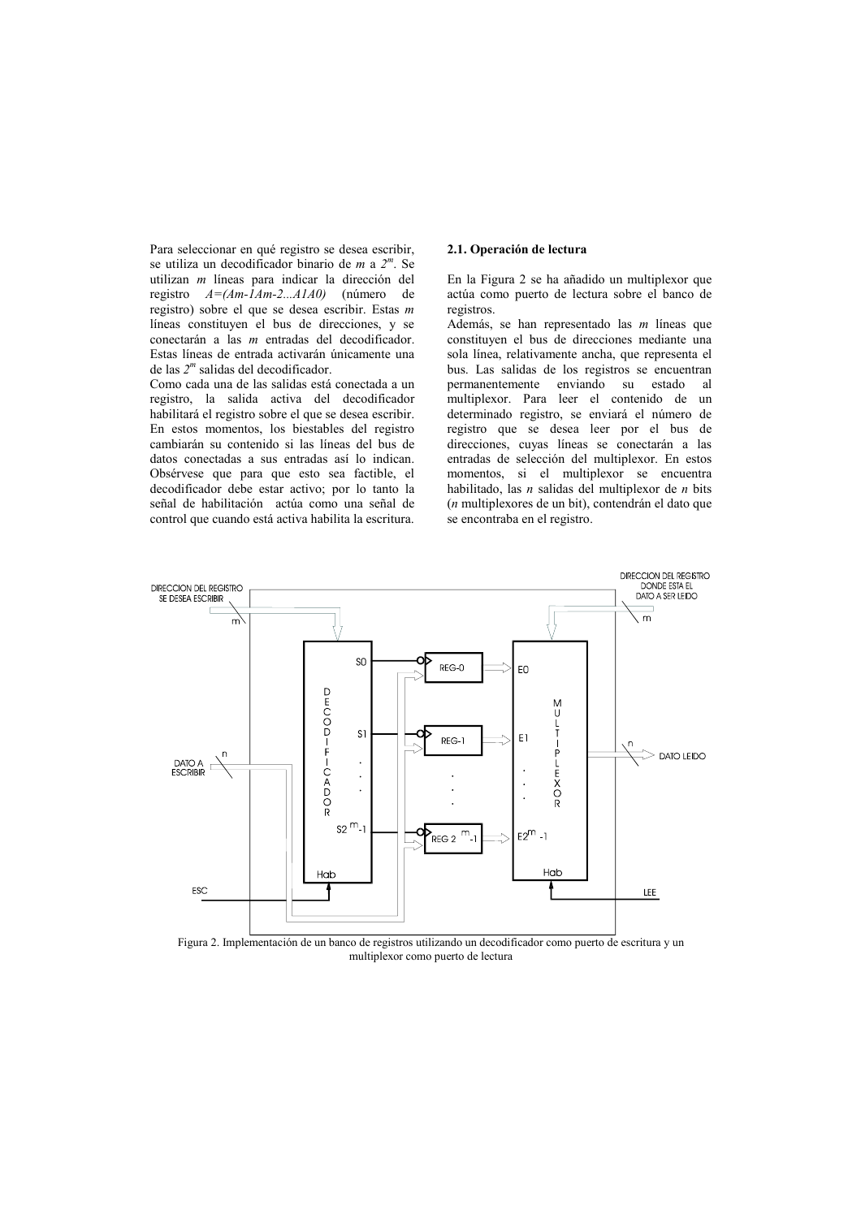Para seleccionar en qué registro se desea escribir, se utiliza un decodificador binario de $m$ a $2^m$. Se utilizan $m$ líneas para indicar la dirección del registro $A=(Am\text{-}1Am\text{-}2...A1A0)$ (número de registro) sobre el que se desea escribir. Estas $m$ líneas constituyen el bus de direcciones, y se conectarán a las $m$ entradas del decodificador. Estas líneas de entrada activarán únicamente una de las $2^m$ salidas del decodificador.

Como cada una de las salidas está conectada a un registro, la salida activa del decodificador habilitará el registro sobre el que se desea escribir. En estos momentos, los biestables del registro cambiarán su contenido si las líneas del bus de datos conectadas a sus entradas así lo indican. Obsérvese que para que esto sea factible, el decodificador debe estar activo; por lo tanto la señal de habilitación actúa como una señal de control que cuando está activa habilita la escritura.

## 2.1. Operación de lectura

En la Figura 2 se ha añadido un multiplexor que actúa como puerto de lectura sobre el banco de registros.

Además, se han representado las $m$ líneas que constituyen el bus de direcciones mediante una sola línea, relativamente ancha, que representa el bus. Las salidas de los registros se encuentran permanentemente enviando su estado al multiplexor. Para leer el contenido de un determinado registro, se enviará el número de registro que se desea leer por el bus de direcciones, cuyas líneas se conectarán a las entradas de selección del multiplexor. En estos momentos, si el multiplexor se encuentra habilitado, las $n$ salidas del multiplexor de $n$ bits ($n$ multiplexores de un bit), contendrán el dato que se encontraba en el registro.

Figura 2. Implementación de un banco de registros utilizando un decodificador como puerto de escritura y un multiplexor como puerto de lectura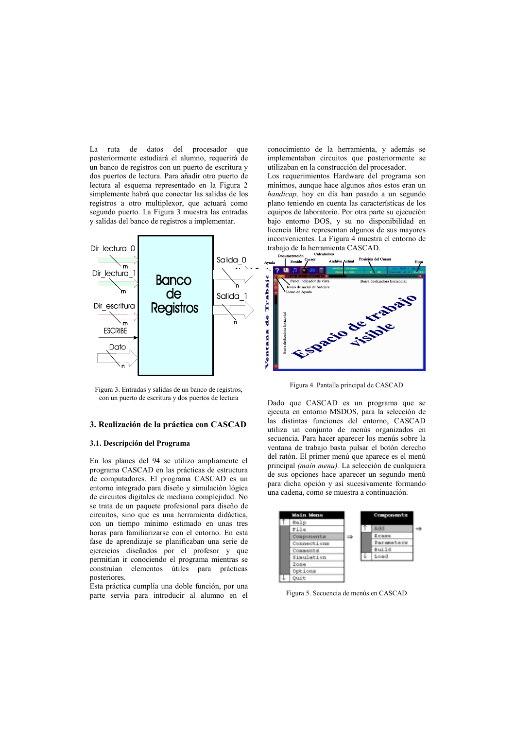La ruta de datos del procesador que posteriormente estudiará el alumno, requerirá de un banco de registros con un puerto de escritura y dos puertos de lectura. Para añadir otro puerto de lectura al esquema representado en la Figura 2 simplemente habrá que conectar las salidas de los registros a otro multiplexor, que actuará como segundo puerto. La Figura 3 muestra las entradas y salidas del banco de registros a implementar.

Figura 3. Entradas y salidas de un banco de registros, con un puerto de escritura y dos puertos de lectura

## 3. Realización de la práctica con CASCAD

### 3.1. Descripción del Programa

En los planes del 94 se utilizo ampliamente el programa CASCAD en las prácticas de estructura de computadores. El programa CASCAD es un entorno integrado para diseño y simulación lógica de circuitos digitales de mediana complejidad. No se trata de un paquete profesional para diseño de circuitos, sino que es una herramienta didáctica, con un tiempo mínimo estimado en unas tres horas para familiarizarse con el entorno. En esta fase de aprendizaje se planificaban una serie de ejercicios diseñados por el profesor y que permitían ir conociendo el programa mientras se construían elementos útiles para prácticas posteriores.

Esta práctica cumplía una doble función, por una parte servía para introducir al alumno en el conocimiento de la herramienta, y además se implementaban circuitos que posteriormente se utilizaban en la construcción del procesador.

Los requerimientos Hardware del programa son mínimos, aunque hace algunos años estos eran un *handicap,* hoy en día han pasado a un segundo plano teniendo en cuenta las características de los equipos de laboratorio. Por otra parte su ejecución bajo entorno DOS, y su no disponibilidad en licencia libre representan algunos de sus mayores inconvenientes. La Figura 4 muestra el entorno de trabajo de la herramienta CASCAD.

Figura 4. Pantalla principal de CASCAD

Dado que CASCAD es un programa que se ejecuta en entorno MSDOS, para la selección de las distintas funciones del entorno, CASCAD utiliza un conjunto de menús organizados en secuencia. Para hacer aparecer los menús sobre la ventana de trabajo basta pulsar el botón derecho del ratón. El primer menú que aparece es el menú principal *(main menu).* La selección de cualquiera de sus opciones hace aparecer un segundo menú para dicha opción y así sucesivamente formando una cadena, como se muestra a continuación.

Figura 5. Secuencia de menús en CASCAD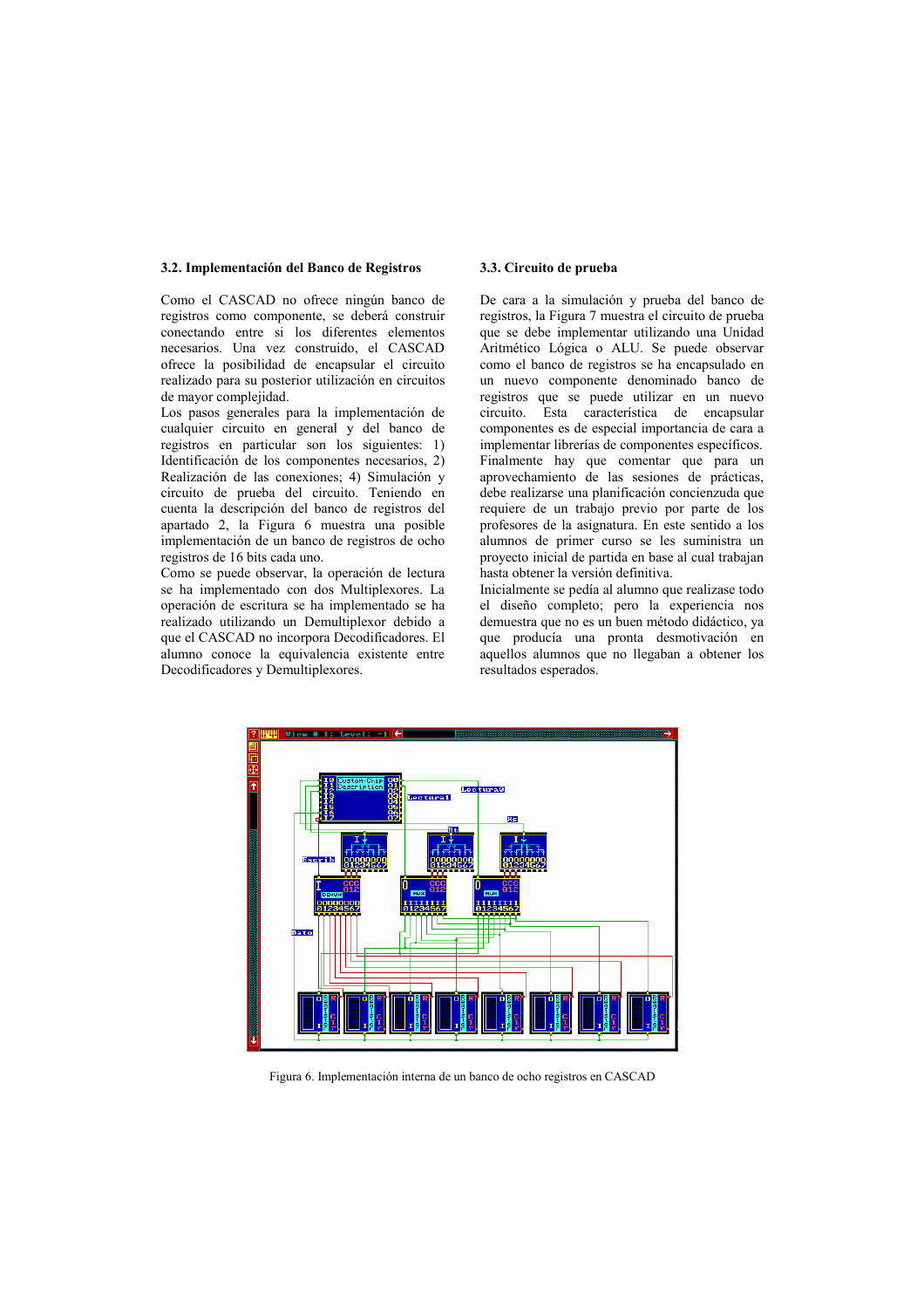### 3.2. Implementación del Banco de Registros

Como el CASCAD no ofrece ningún banco de registros como componente, se deberá construir conectando entre si los diferentes elementos necesarios. Una vez construido, el CASCAD ofrece la posibilidad de encapsular el circuito realizado para su posterior utilización en circuitos de mayor complejidad.

Los pasos generales para la implementación de cualquier circuito en general y del banco de registros en particular son los siguientes: 1) Identificación de los componentes necesarios, 2) Realización de las conexiones; 4) Simulación y circuito de prueba del circuito. Teniendo en cuenta la descripción del banco de registros del apartado 2, la Figura 6 muestra una posible implementación de un banco de registros de ocho registros de 16 bits cada uno.

Como se puede observar, la operación de lectura se ha implementado con dos Multiplexores. La operación de escritura se ha implementado se ha realizado utilizando un Demultiplexor debido a que el CASCAD no incorpora Decodificadores. El alumno conoce la equivalencia existente entre Decodificadores y Demultiplexores.

### 3.3. Circuito de prueba

De cara a la simulación y prueba del banco de registros, la Figura 7 muestra el circuito de prueba que se debe implementar utilizando una Unidad Aritmético Lógica o ALU. Se puede observar como el banco de registros se ha encapsulado en un nuevo componente denominado banco de registros que se puede utilizar en un nuevo circuito. Esta característica de encapsular componentes es de especial importancia de cara a implementar librerías de componentes específicos.

Finalmente hay que comentar que para un aprovechamiento de las sesiones de prácticas, debe realizarse una planificación concienzuda que requiere de un trabajo previo por parte de los profesores de la asignatura. En este sentido a los alumnos de primer curso se les suministra un proyecto inicial de partida en base al cual trabajan hasta obtener la versión definitiva.

Inicialmente se pedía al alumno que realizase todo el diseño completo; pero la experiencia nos demuestra que no es un buen método didáctico, ya que producía una pronta desmotivación en aquellos alumnos que no llegaban a obtener los resultados esperados.

Figura 6. Implementación interna de un banco de ocho registros en CASCAD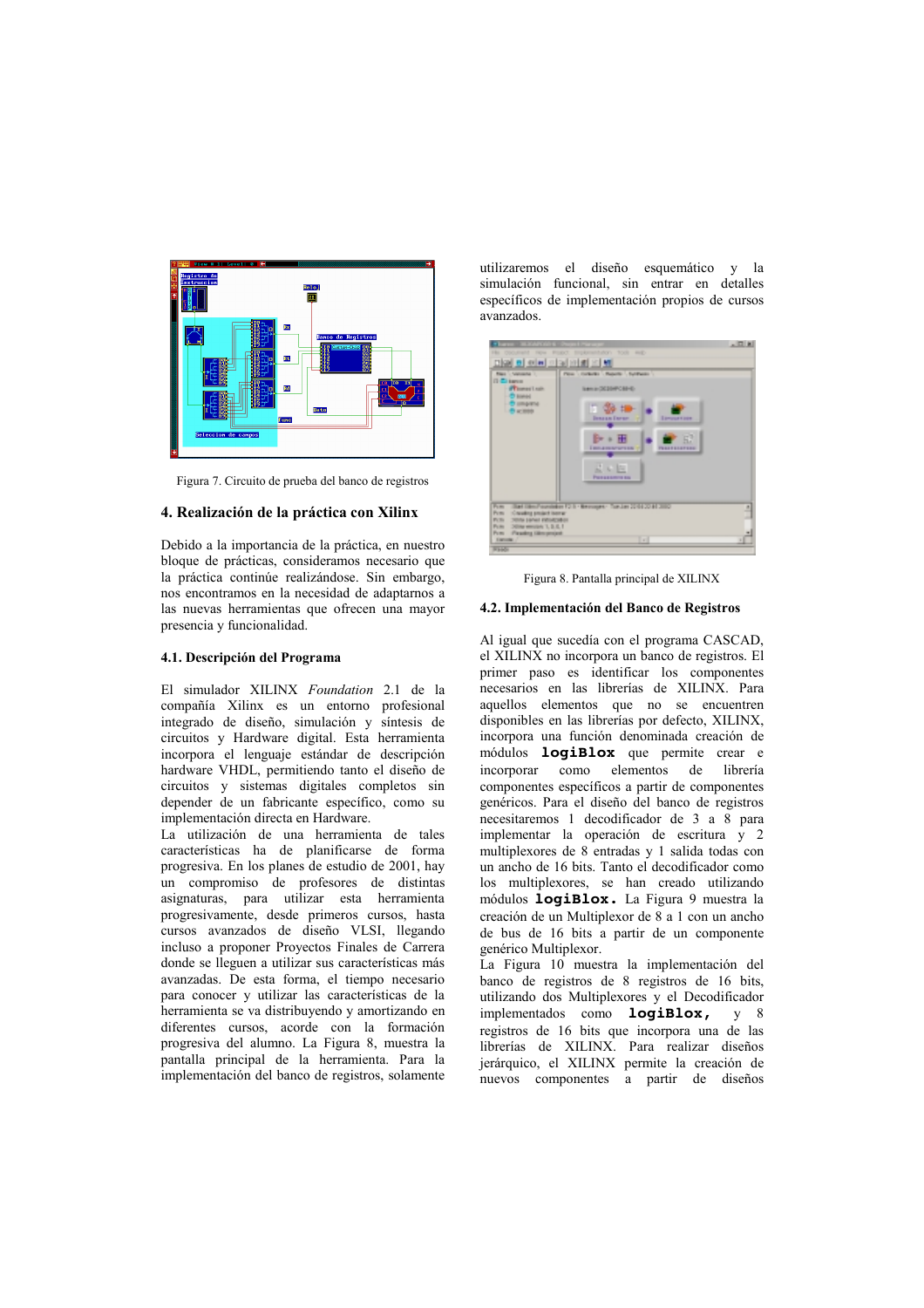Figura 7. Circuito de prueba del banco de registros

## 4. Realización de la práctica con Xilinx

Debido a la importancia de la práctica, en nuestro bloque de prácticas, consideramos necesario que la práctica continúe realizándose. Sin embargo, nos encontramos en la necesidad de adaptarnos a las nuevas herramientas que ofrecen una mayor presencia y funcionalidad.

### 4.1. Descripción del Programa

El simulador XILINX *Foundation* 2.1 de la compañía Xilinx es un entorno profesional integrado de diseño, simulación y síntesis de circuitos y Hardware digital. Esta herramienta incorpora el lenguaje estándar de descripción hardware VHDL, permitiendo tanto el diseño de circuitos y sistemas digitales completos sin depender de un fabricante específico, como su implementación directa en Hardware.

La utilización de una herramienta de tales características ha de planificarse de forma progresiva. En los planes de estudio de 2001, hay un compromiso de profesores de distintas asignaturas, para utilizar esta herramienta progresivamente, desde primeros cursos, hasta cursos avanzados de diseño VLSI, llegando incluso a proponer Proyectos Finales de Carrera donde se lleguen a utilizar sus características más avanzadas. De esta forma, el tiempo necesario para conocer y utilizar las características de la herramienta se va distribuyendo y amortizando en diferentes cursos, acorde con la formación progresiva del alumno. La Figura 8, muestra la pantalla principal de la herramienta. Para la implementación del banco de registros, solamente utilizaremos el diseño esquemático y la simulación funcional, sin entrar en detalles específicos de implementación propios de cursos avanzados.

Figura 8. Pantalla principal de XILINX

### 4.2. Implementación del Banco de Registros

Al igual que sucedía con el programa CASCAD, el XILINX no incorpora un banco de registros. El primer paso es identificar los componentes necesarios en las librerías de XILINX. Para aquellos elementos que no se encuentren disponibles en las librerías por defecto, XILINX, incorpora una función denominada creación de módulos **logiBlox** que permite crear e incorporar como elementos de librería componentes específicos a partir de componentes genéricos. Para el diseño del banco de registros necesitaremos 1 decodificador de 3 a 8 para implementar la operación de escritura y 2 multiplexores de 8 entradas y 1 salida todas con un ancho de 16 bits. Tanto el decodificador como los multiplexores, se han creado utilizando módulos **logiBlox.** La Figura 9 muestra la creación de un Multiplexor de 8 a 1 con un ancho de bus de 16 bits a partir de un componente genérico Multiplexor.

La Figura 10 muestra la implementación del banco de registros de 8 registros de 16 bits, utilizando dos Multiplexores y el Decodificador implementados como **logiBlox,** y 8 registros de 16 bits que incorpora una de las librerías de XILINX. Para realizar diseños jerárquico, el XILINX permite la creación de nuevos componentes a partir de diseños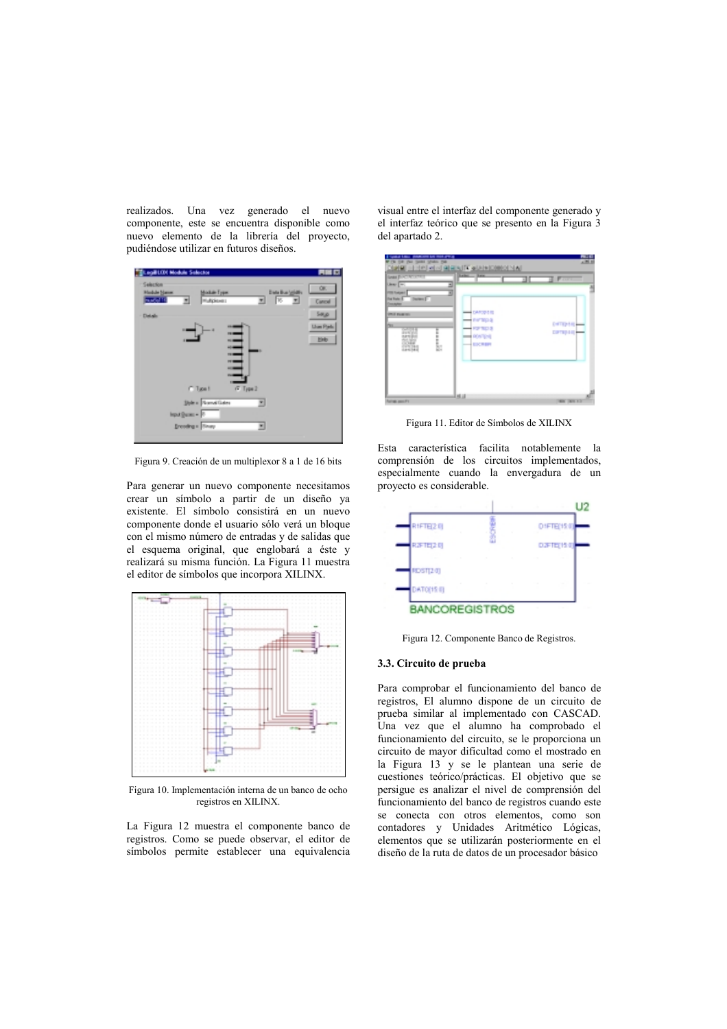realizados. Una vez generado el nuevo componente, este se encuentra disponible como nuevo elemento de la librería del proyecto, pudiéndose utilizar en futuros diseños.

Figura 9. Creación de un multiplexor 8 a 1 de 16 bits

Para generar un nuevo componente necesitamos crear un símbolo a partir de un diseño ya existente. El símbolo consistirá en un nuevo componente donde el usuario sólo verá un bloque con el mismo número de entradas y de salidas que el esquema original, que englobará a éste y realizará su misma función. La Figura 11 muestra el editor de símbolos que incorpora XILINX.

Figura 10. Implementación interna de un banco de ocho registros en XILINX.

La Figura 12 muestra el componente banco de registros. Como se puede observar, el editor de símbolos permite establecer una equivalencia visual entre el interfaz del componente generado y el interfaz teórico que se presento en la Figura 3 del apartado 2.

Figura 11. Editor de Símbolos de XILINX

Esta característica facilita notablemente la comprensión de los circuitos implementados, especialmente cuando la envergadura de un proyecto es considerable.

Figura 12. Componente Banco de Registros.

### 3.3. Circuito de prueba

Para comprobar el funcionamiento del banco de registros, El alumno dispone de un circuito de prueba similar al implementado con CASCAD. Una vez que el alumno ha comprobado el funcionamiento del circuito, se le proporciona un circuito de mayor dificultad como el mostrado en la Figura 13 y se le plantean una serie de cuestiones teórico/prácticas. El objetivo que se persigue es analizar el nivel de comprensión del funcionamiento del banco de registros cuando este se conecta con otros elementos, como son contadores y Unidades Aritmético Lógicas, elementos que se utilizarán posteriormente en el diseño de la ruta de datos de un procesador básico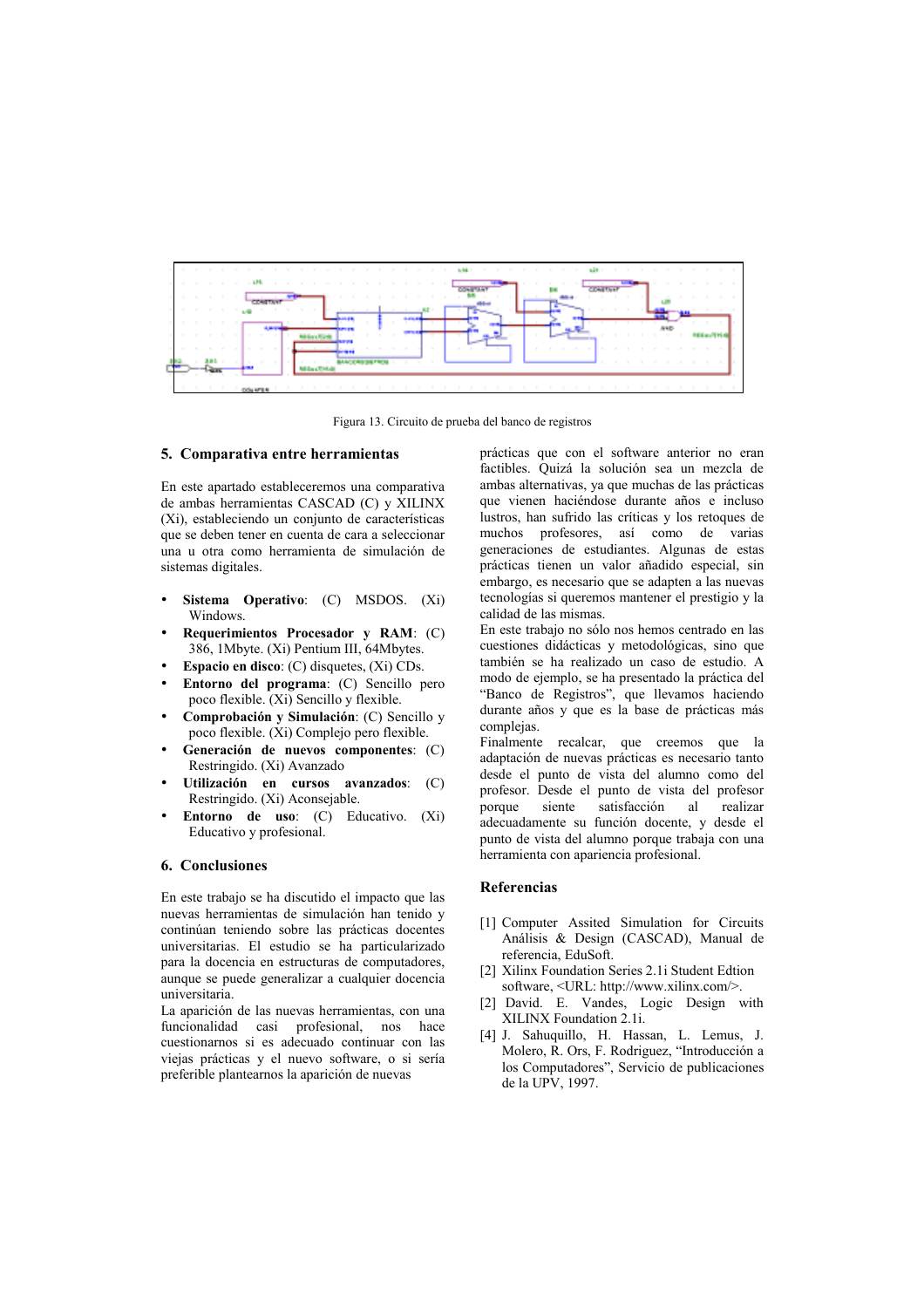Figura 13. Circuito de prueba del banco de registros

## 5. Comparativa entre herramientas

En este apartado estableceremos una comparativa de ambas herramientas CASCAD (C) y XILINX (Xi), estableciendo un conjunto de características que se deben tener en cuenta de cara a seleccionar una u otra como herramienta de simulación de sistemas digitales.

- **Sistema Operativo**: (C) MSDOS. (Xi) Windows.
- **Requerimientos Procesador y RAM**: (C) 386, 1Mbyte. (Xi) Pentium III, 64Mbytes.
- **Espacio en disco**: (C) disquetes, (Xi) CDs.
- **Entorno del programa**: (C) Sencillo pero poco flexible. (Xi) Sencillo y flexible.
- **Comprobación y Simulación**: (C) Sencillo y poco flexible. (Xi) Complejo pero flexible.
- **Generación de nuevos componentes**: (C) Restringido. (Xi) Avanzado
- **Utilización en cursos avanzados**: (C) Restringido. (Xi) Aconsejable.
- **Entorno de uso**: (C) Educativo. (Xi) Educativo y profesional.

## 6. Conclusiones

En este trabajo se ha discutido el impacto que las nuevas herramientas de simulación han tenido y continúan teniendo sobre las prácticas docentes universitarias. El estudio se ha particularizado para la docencia en estructuras de computadores, aunque se puede generalizar a cualquier docencia universitaria.

La aparición de las nuevas herramientas, con una funcionalidad casi profesional, nos hace cuestionarnos si es adecuado continuar con las viejas prácticas y el nuevo software, o si sería preferible plantearnos la aparición de nuevas prácticas que con el software anterior no eran factibles. Quizá la solución sea un mezcla de ambas alternativas, ya que muchas de las prácticas que vienen haciéndose durante años e incluso lustros, han sufrido las críticas y los retoques de muchos profesores, así como de varias generaciones de estudiantes. Algunas de estas prácticas tienen un valor añadido especial, sin embargo, es necesario que se adapten a las nuevas tecnologías si queremos mantener el prestigio y la calidad de las mismas.

En este trabajo no sólo nos hemos centrado en las cuestiones didácticas y metodológicas, sino que también se ha realizado un caso de estudio. A modo de ejemplo, se ha presentado la práctica del "Banco de Registros", que llevamos haciendo durante años y que es la base de prácticas más complejas.

Finalmente recalcar, que creemos que la adaptación de nuevas prácticas es necesario tanto desde el punto de vista del alumno como del profesor. Desde el punto de vista del profesor porque siente satisfacción al realizar adecuadamente su función docente, y desde el punto de vista del alumno porque trabaja con una herramienta con apariencia profesional.

## Referencias

[1] Computer Assited Simulation for Circuits Análisis & Design (CASCAD), Manual de referencia, EduSoft.

[2] Xilinx Foundation Series 2.1i Student Edtion software, <URL: http://www.xilinx.com/>.

[2] David. E. Vandes, Logic Design with XILINX Foundation 2.1i.

[4] J. Sahuquillo, H. Hassan, L. Lemus, J. Molero, R. Ors, F. Rodriguez, "Introducción a los Computadores", Servicio de publicaciones de la UPV, 1997.